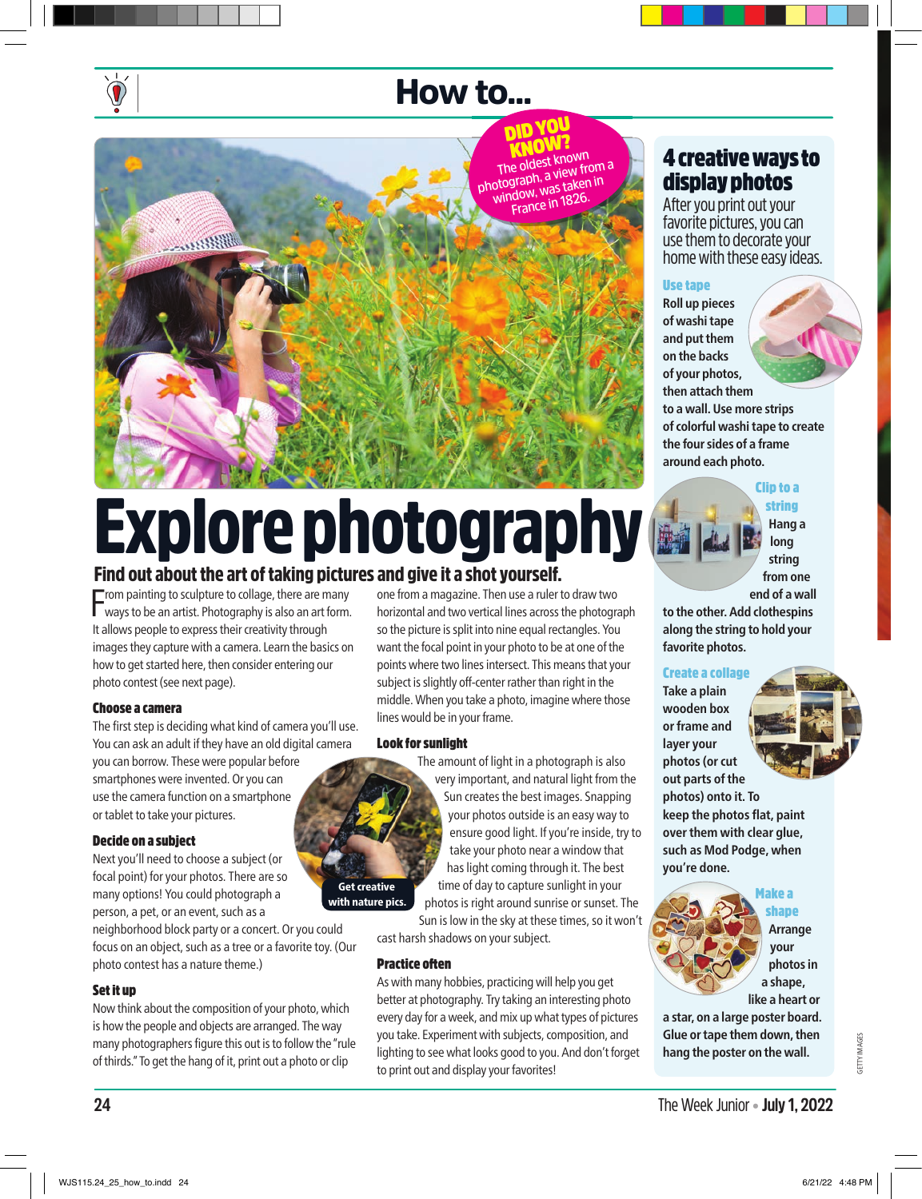# How to...

**DID YOU KNOW?**
The oldest known photograph, a view from a window, was taken in France in 1826.

# Explore photography

## Find out about the art of taking pictures and give it a shot yourself.

From painting to sculpture to collage, there are many ways to be an artist. Photography is also an art form. It allows people to express their creativity through images they capture with a camera. Learn the basics on how to get started here, then consider entering our photo contest (see next page).

### Choose a camera

The first step is deciding what kind of camera you'll use. You can ask an adult if they have an old digital camera you can borrow. These were popular before smartphones were invented. Or you can use the camera function on a smartphone or tablet to take your pictures.

### Decide on a subject

Next you'll need to choose a subject (or focal point) for your photos. There are so many options! You could photograph a person, a pet, or an event, such as a neighborhood block party or a concert. Or you could focus on an object, such as a tree or a favorite toy. (Our photo contest has a nature theme.)

### Set it up

Now think about the composition of your photo, which is how the people and objects are arranged. The way many photographers figure this out is to follow the "rule of thirds." To get the hang of it, print out a photo or clip one from a magazine. Then use a ruler to draw two horizontal and two vertical lines across the photograph so the picture is split into nine equal rectangles. You want the focal point in your photo to be at one of the points where two lines intersect. This means that your subject is slightly off-center rather than right in the middle. When you take a photo, imagine where those lines would be in your frame.

### Look for sunlight

The amount of light in a photograph is also very important, and natural light from the Sun creates the best images. Snapping your photos outside is an easy way to ensure good light. If you're inside, try to take your photo near a window that has light coming through it. The best time of day to capture sunlight in your photos is right around sunrise or sunset. The Sun is low in the sky at these times, so it won't cast harsh shadows on your subject.

Get creative with nature pics.

### Practice often

As with many hobbies, practicing will help you get better at photography. Try taking an interesting photo every day for a week, and mix up what types of pictures you take. Experiment with subjects, composition, and lighting to see what looks good to you. And don't forget to print out and display your favorites!

## 4 creative ways to display photos

After you print out your favorite pictures, you can use them to decorate your home with these easy ideas.

**Use tape**

**Roll up pieces of washi tape and put them on the backs of your photos, then attach them to a wall. Use more strips of colorful washi tape to create the four sides of a frame around each photo.**

**Clip to a string**

**Hang a long string from one end of a wall to the other. Add clothespins along the string to hold your favorite photos.**

**Create a collage**

**Take a plain wooden box or frame and layer your photos (or cut out parts of the photos) onto it. To keep the photos flat, paint over them with clear glue, such as Mod Podge, when you're done.**

**Make a shape**

**Arrange your photos in a shape, like a heart or a star, on a large poster board. Glue or tape them down, then hang the poster on the wall.**

GETTY IMAGES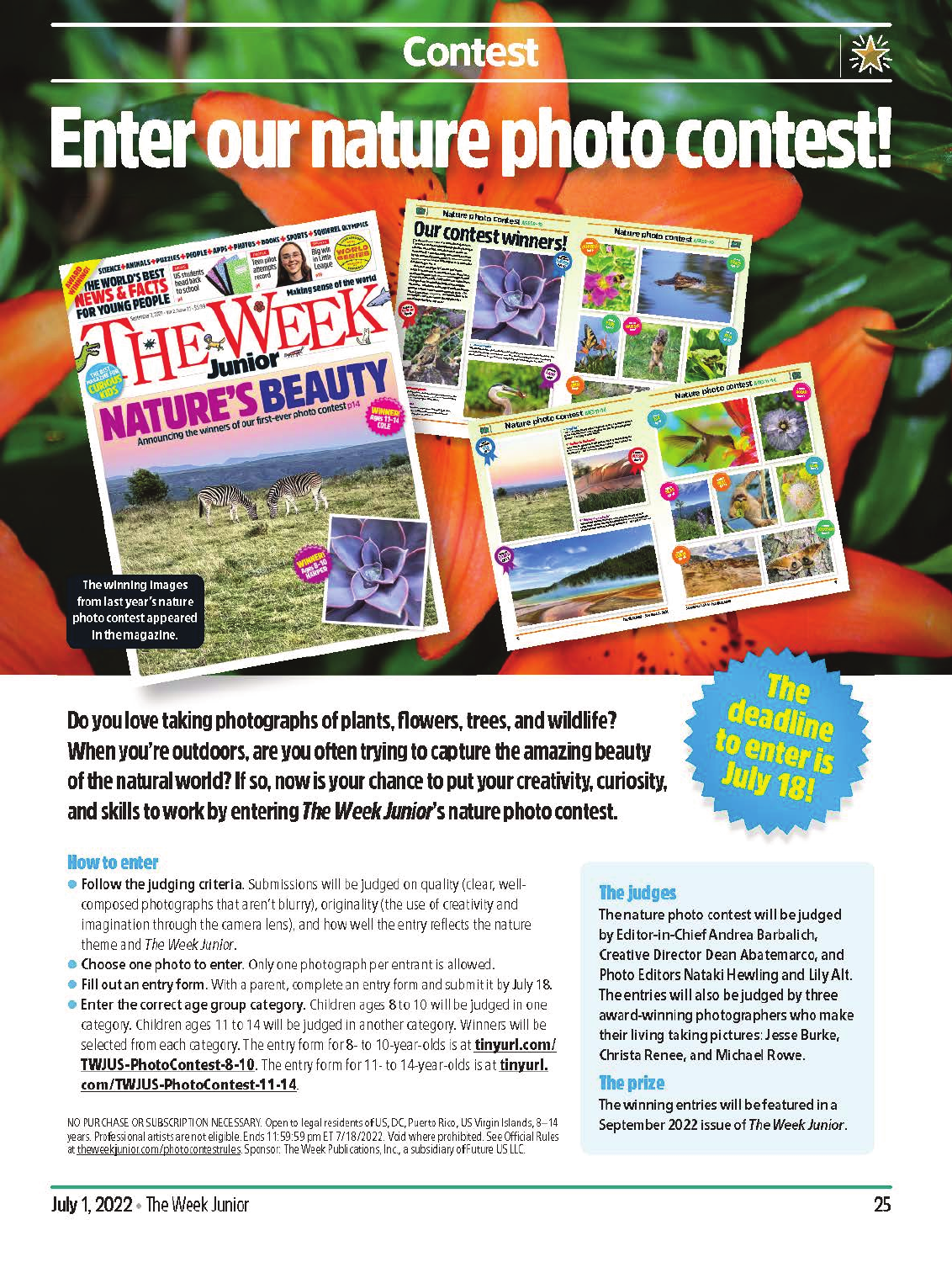## Contest

# Enter our nature photo contest!

The winning images from last year's nature photo contest appeared in the magazine.

**Do you love taking photographs of plants, flowers, trees, and wildlife? When you're outdoors, are you often trying to capture the amazing beauty of the natural world? If so, now is your chance to put your creativity, curiosity, and skills to work by entering *The Week Junior*'s nature photo contest.**

**The deadline to enter is July 18!**

### How to enter

- **Follow the judging criteria.** Submissions will be judged on quality (clear, well-composed photographs that aren't blurry), originality (the use of creativity and imagination through the camera lens), and how well the entry reflects the nature theme and *The Week Junior*.
- **Choose one photo to enter.** Only one photograph per entrant is allowed.
- **Fill out an entry form.** With a parent, complete an entry form and submit it by July 18.
- **Enter the correct age group category.** Children ages 8 to 10 will be judged in one category. Children ages 11 to 14 will be judged in another category. Winners will be selected from each category. The entry form for 8- to 10-year-olds is at **tinyurl.com/TWJUS-PhotoContest-8-10**. The entry form for 11- to 14-year-olds is at **tinyurl.com/TWJUS-PhotoContest-11-14**.

NO PURCHASE OR SUBSCRIPTION NECESSARY. Open to legal residents of US, DC, Puerto Rico, US Virgin Islands, 8–14 years. Professional artists are not eligible. Ends 11:59:59 pm ET 7/18/2022. Void where prohibited. See Official Rules at theweekjunior.com/photocontestrules. Sponsor: The Week Publications, Inc., a subsidiary of Future US LLC.

### The judges

The nature photo contest will be judged by Editor-in-Chief Andrea Barbalich, Creative Director Dean Abatemarco, and Photo Editors Nataki Hewling and Lily Alt. The entries will also be judged by three award-winning photographers who make their living taking pictures: Jesse Burke, Christa Renee, and Michael Rowe.

### The prize

The winning entries will be featured in a September 2022 issue of *The Week Junior*.